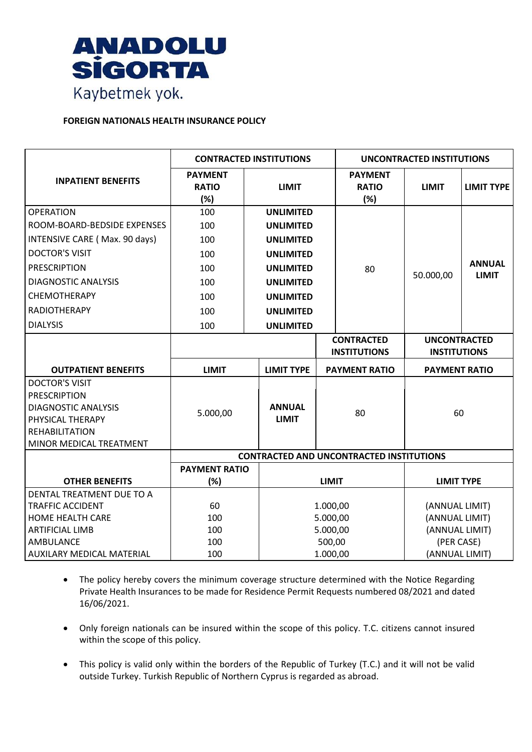ANADOLU SİGORTA

Kaybetmek yok.

**FOREIGN NATIONALS HEALTH INSURANCE POLICY**

| INPATIENT BENEFITS | CONTRACTED INSTITUTIONS | | UNCONTRACTED INSTITUTIONS | | |
|---|---|---|---|---|---|
| | PAYMENT RATIO (%) | LIMIT | PAYMENT RATIO (%) | LIMIT | LIMIT TYPE |
| OPERATION | 100 | UNLIMITED | 80 | 50.000,00 | ANNUAL LIMIT |
| ROOM-BOARD-BEDSIDE EXPENSES | 100 | UNLIMITED | | | |
| INTENSIVE CARE ( Max. 90 days) | 100 | UNLIMITED | | | |
| DOCTOR'S VISIT | 100 | UNLIMITED | | | |
| PRESCRIPTION | 100 | UNLIMITED | | | |
| DIAGNOSTIC ANALYSIS | 100 | UNLIMITED | | | |
| CHEMOTHERAPY | 100 | UNLIMITED | | | |
| RADIOTHERAPY | 100 | UNLIMITED | | | |
| DIALYSIS | 100 | UNLIMITED | | | |

| OUTPATIENT BENEFITS | LIMIT | LIMIT TYPE | CONTRACTED INSTITUTIONS PAYMENT RATIO | UNCONTRACTED INSTITUTIONS PAYMENT RATIO |
|---|---|---|---|---|
| DOCTOR'S VISIT<br>PRESCRIPTION<br>DIAGNOSTIC ANALYSIS<br>PHYSICAL THERAPY<br>REHABILITATION<br>MINOR MEDICAL TREATMENT | 5.000,00 | ANNUAL LIMIT | 80 | 60 |

| OTHER BENEFITS | CONTRACTED AND UNCONTRACTED INSTITUTIONS | | |
|---|---|---|---|
| | PAYMENT RATIO (%) | LIMIT | LIMIT TYPE |
| DENTAL TREATMENT DUE TO A TRAFFIC ACCIDENT | 60 | 1.000,00 | (ANNUAL LIMIT) |
| HOME HEALTH CARE | 100 | 5.000,00 | (ANNUAL LIMIT) |
| ARTIFICIAL LIMB | 100 | 5.000,00 | (ANNUAL LIMIT) |
| AMBULANCE | 100 | 500,00 | (PER CASE) |
| AUXILARY MEDICAL MATERIAL | 100 | 1.000,00 | (ANNUAL LIMIT) |

- The policy hereby covers the minimum coverage structure determined with the Notice Regarding Private Health Insurances to be made for Residence Permit Requests numbered 08/2021 and dated 16/06/2021.
- Only foreign nationals can be insured within the scope of this policy. T.C. citizens cannot insured within the scope of this policy.
- This policy is valid only within the borders of the Republic of Turkey (T.C.) and it will not be valid outside Turkey. Turkish Republic of Northern Cyprus is regarded as abroad.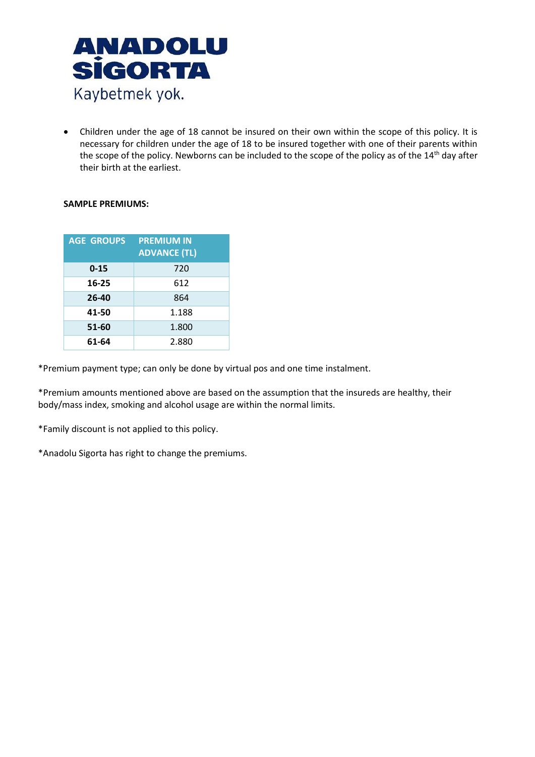- Children under the age of 18 cannot be insured on their own within the scope of this policy. It is necessary for children under the age of 18 to be insured together with one of their parents within the scope of the policy. Newborns can be included to the scope of the policy as of the 14th day after their birth at the earliest.

**SAMPLE PREMIUMS:**

| AGE GROUPS | PREMIUM IN ADVANCE (TL) |
| --- | --- |
| **0-15** | 720 |
| **16-25** | 612 |
| **26-40** | 864 |
| **41-50** | 1.188 |
| **51-60** | 1.800 |
| **61-64** | 2.880 |

*Premium payment type; can only be done by virtual pos and one time instalment.

*Premium amounts mentioned above are based on the assumption that the insureds are healthy, their body/mass index, smoking and alcohol usage are within the normal limits.

*Family discount is not applied to this policy.

*Anadolu Sigorta has right to change the premiums.